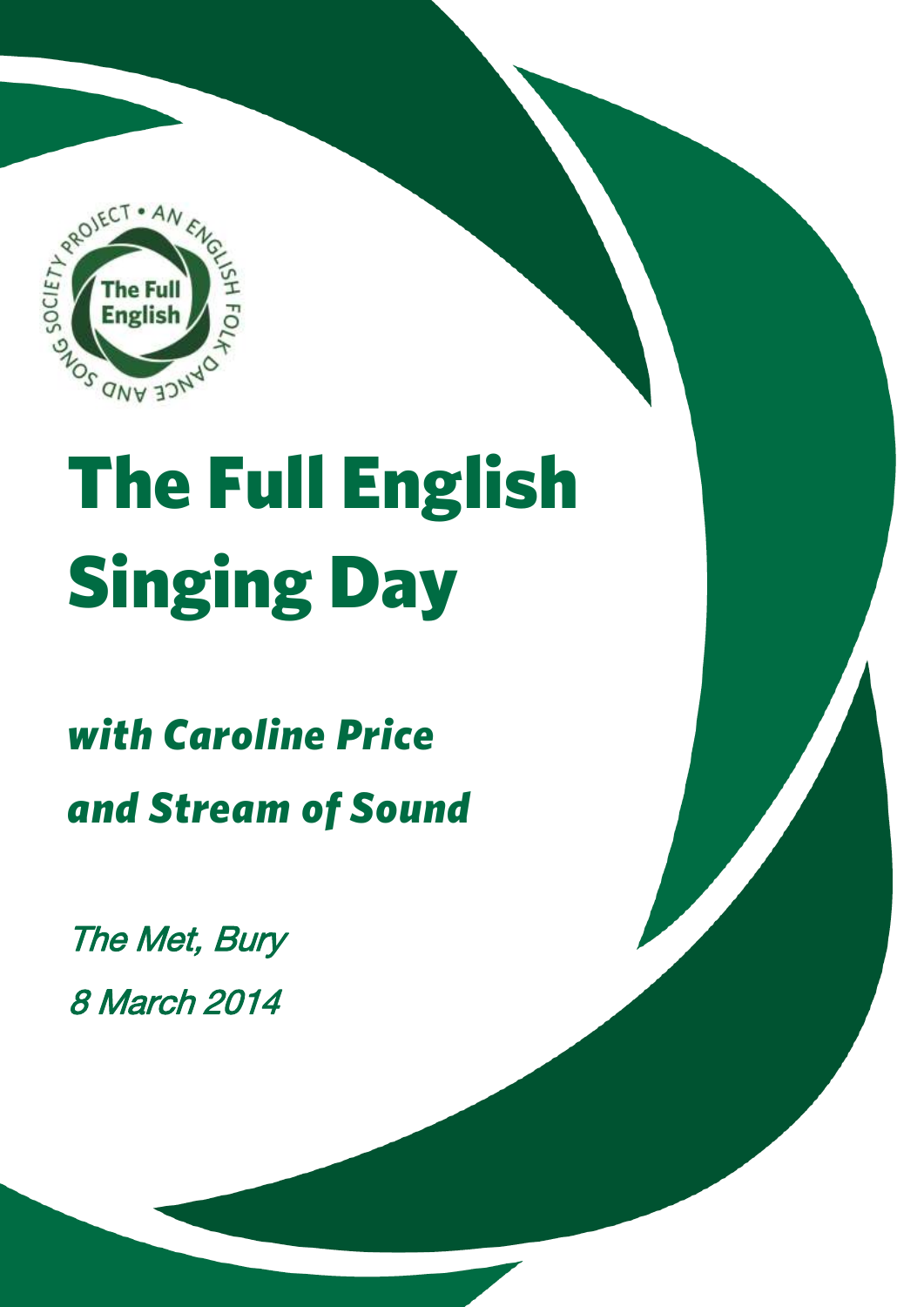# The Full English Singing Day

## *with Caroline Price and Stream of Sound*

*The Met, Bury*

*8 March 2014*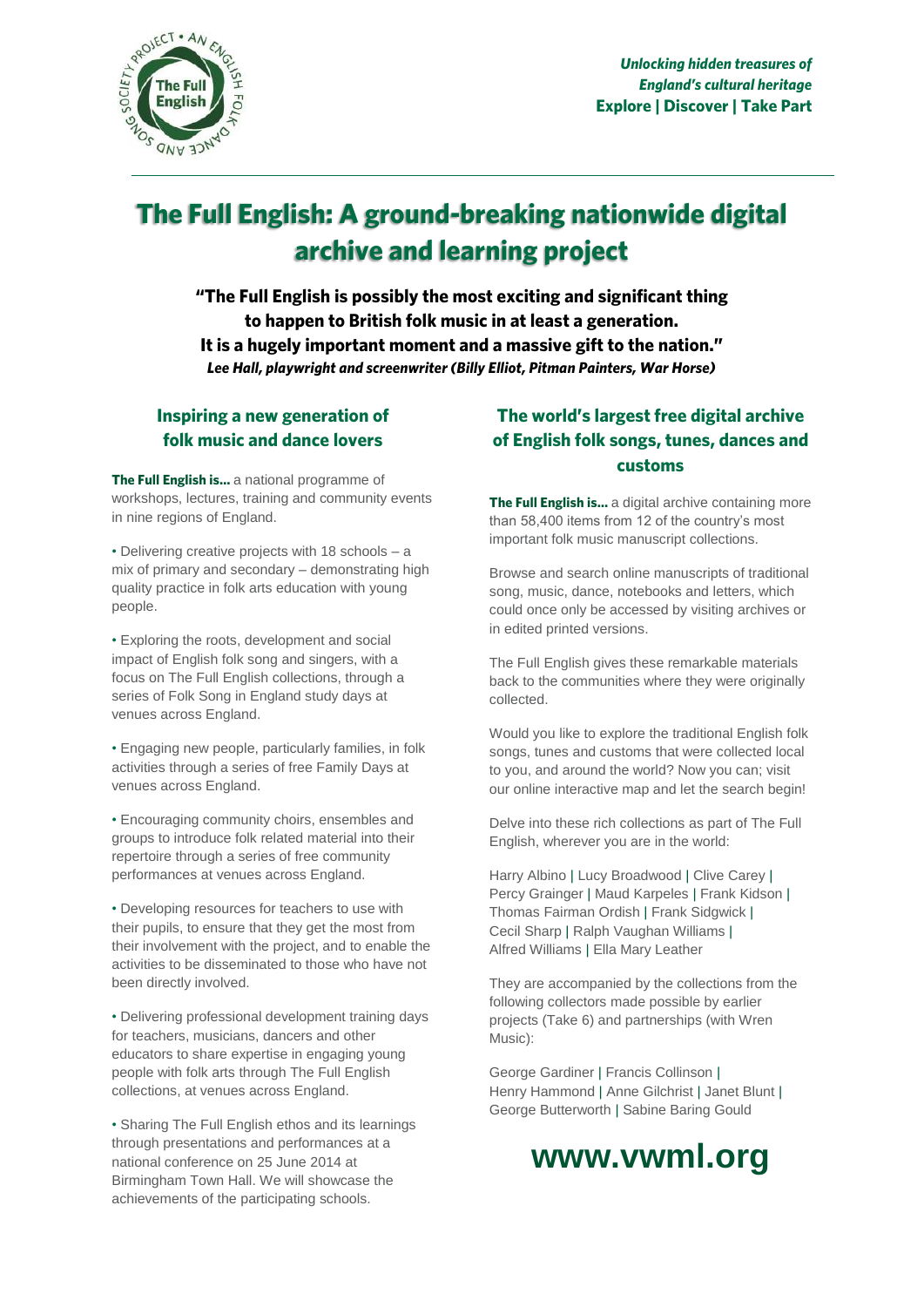*Unlocking hidden treasures of England's cultural heritage*
**Explore | Discover | Take Part**

# The Full English: A ground-breaking nationwide digital archive and learning project

**"The Full English is possibly the most exciting and significant thing to happen to British folk music in at least a generation. It is a hugely important moment and a massive gift to the nation."**
***Lee Hall, playwright and screenwriter (Billy Elliot, Pitman Painters, War Horse)***

## Inspiring a new generation of folk music and dance lovers

**The Full English is...** a national programme of workshops, lectures, training and community events in nine regions of England.

• Delivering creative projects with 18 schools – a mix of primary and secondary – demonstrating high quality practice in folk arts education with young people.

• Exploring the roots, development and social impact of English folk song and singers, with a focus on The Full English collections, through a series of Folk Song in England study days at venues across England.

• Engaging new people, particularly families, in folk activities through a series of free Family Days at venues across England.

• Encouraging community choirs, ensembles and groups to introduce folk related material into their repertoire through a series of free community performances at venues across England.

• Developing resources for teachers to use with their pupils, to ensure that they get the most from their involvement with the project, and to enable the activities to be disseminated to those who have not been directly involved.

• Delivering professional development training days for teachers, musicians, dancers and other educators to share expertise in engaging young people with folk arts through The Full English collections, at venues across England.

• Sharing The Full English ethos and its learnings through presentations and performances at a national conference on 25 June 2014 at Birmingham Town Hall. We will showcase the achievements of the participating schools.

## The world's largest free digital archive of English folk songs, tunes, dances and customs

**The Full English is...** a digital archive containing more than 58,400 items from 12 of the country's most important folk music manuscript collections.

Browse and search online manuscripts of traditional song, music, dance, notebooks and letters, which could once only be accessed by visiting archives or in edited printed versions.

The Full English gives these remarkable materials back to the communities where they were originally collected.

Would you like to explore the traditional English folk songs, tunes and customs that were collected local to you, and around the world? Now you can; visit our online interactive map and let the search begin!

Delve into these rich collections as part of The Full English, wherever you are in the world:

Harry Albino | Lucy Broadwood | Clive Carey | Percy Grainger | Maud Karpeles | Frank Kidson | Thomas Fairman Ordish | Frank Sidgwick | Cecil Sharp | Ralph Vaughan Williams | Alfred Williams | Ella Mary Leather

They are accompanied by the collections from the following collectors made possible by earlier projects (Take 6) and partnerships (with Wren Music):

George Gardiner | Francis Collinson | Henry Hammond | Anne Gilchrist | Janet Blunt | George Butterworth | Sabine Baring Gould

**www.vwml.org**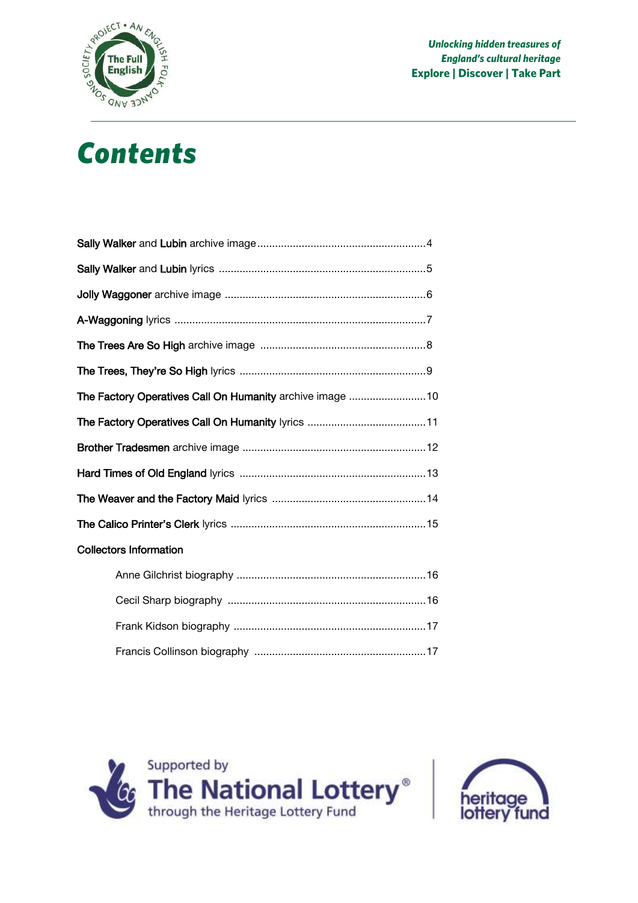# Contents

| | |
|---|---|
| **Sally Walker** and **Lubin** archive image | 4 |
| **Sally Walker** and **Lubin** lyrics | 5 |
| **Jolly Waggoner** archive image | 6 |
| **A-Waggoning** lyrics | 7 |
| **The Trees Are So High** archive image | 8 |
| **The Trees, They're So High** lyrics | 9 |
| **The Factory Operatives Call On Humanity** archive image | 10 |
| **The Factory Operatives Call On Humanity** lyrics | 11 |
| **Brother Tradesmen** archive image | 12 |
| **Hard Times of Old England** lyrics | 13 |
| **The Weaver and the Factory Maid** lyrics | 14 |
| **The Calico Printer's Clerk** lyrics | 15 |

Collectors Information

| | |
|---|---|
| Anne Gilchrist biography | 16 |
| Cecil Sharp biography | 16 |
| Frank Kidson biography | 17 |
| Francis Collinson biography | 17 |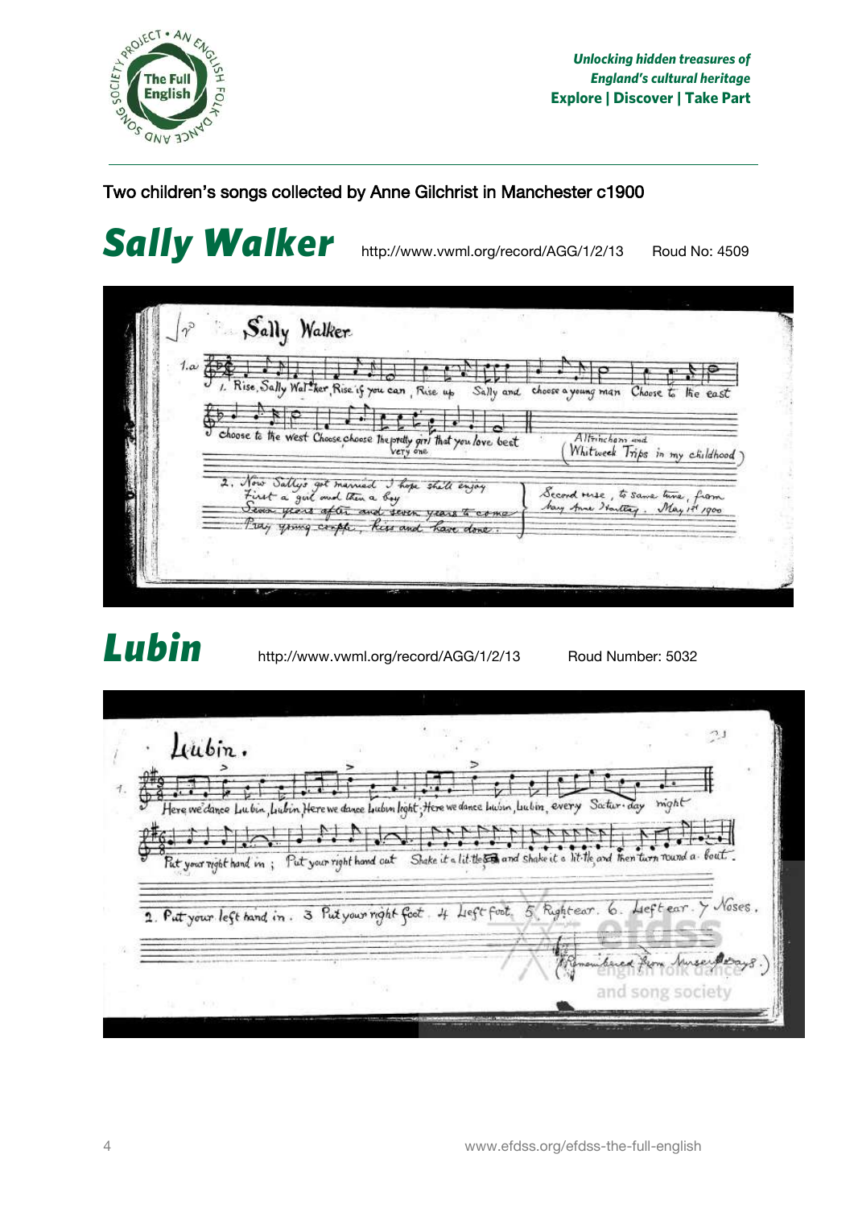Two children's songs collected by Anne Gilchrist in Manchester c1900

# Sally Walker

http://www.vwml.org/record/AGG/1/2/13 Roud No: 4509

# Lubin

http://www.vwml.org/record/AGG/1/2/13 Roud Number: 5032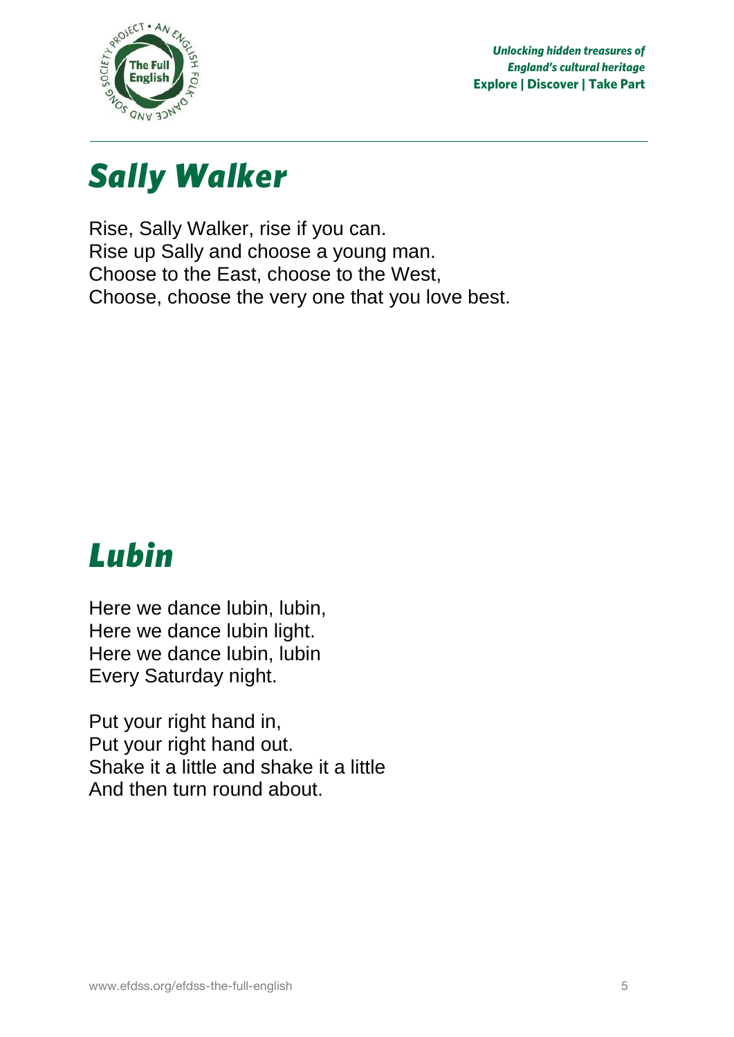# Sally Walker

Rise, Sally Walker, rise if you can.
Rise up Sally and choose a young man.
Choose to the East, choose to the West,
Choose, choose the very one that you love best.

# Lubin

Here we dance lubin, lubin,
Here we dance lubin light.
Here we dance lubin, lubin
Every Saturday night.

Put your right hand in,
Put your right hand out.
Shake it a little and shake it a little
And then turn round about.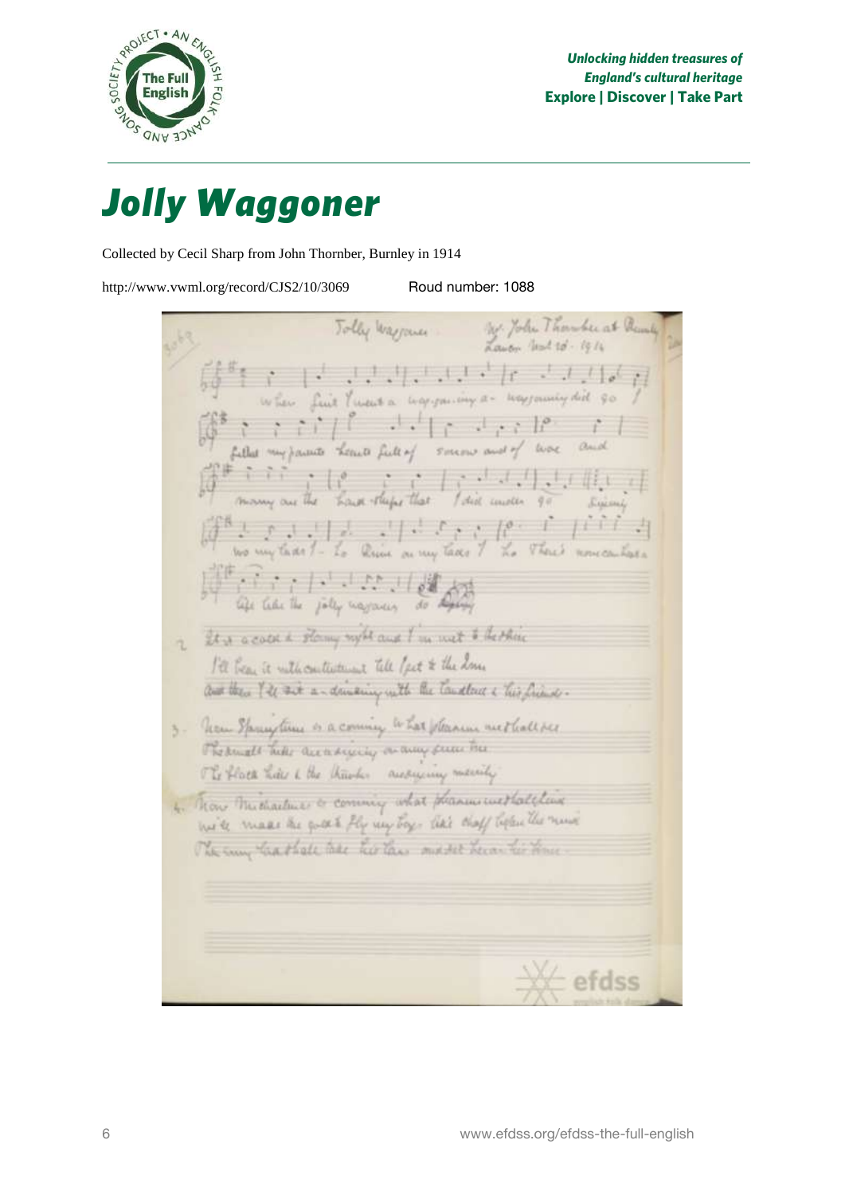# Jolly Waggoner

Collected by Cecil Sharp from John Thornber, Burnley in 1914

http://www.vwml.org/record/CJS2/10/3069 Roud number: 1088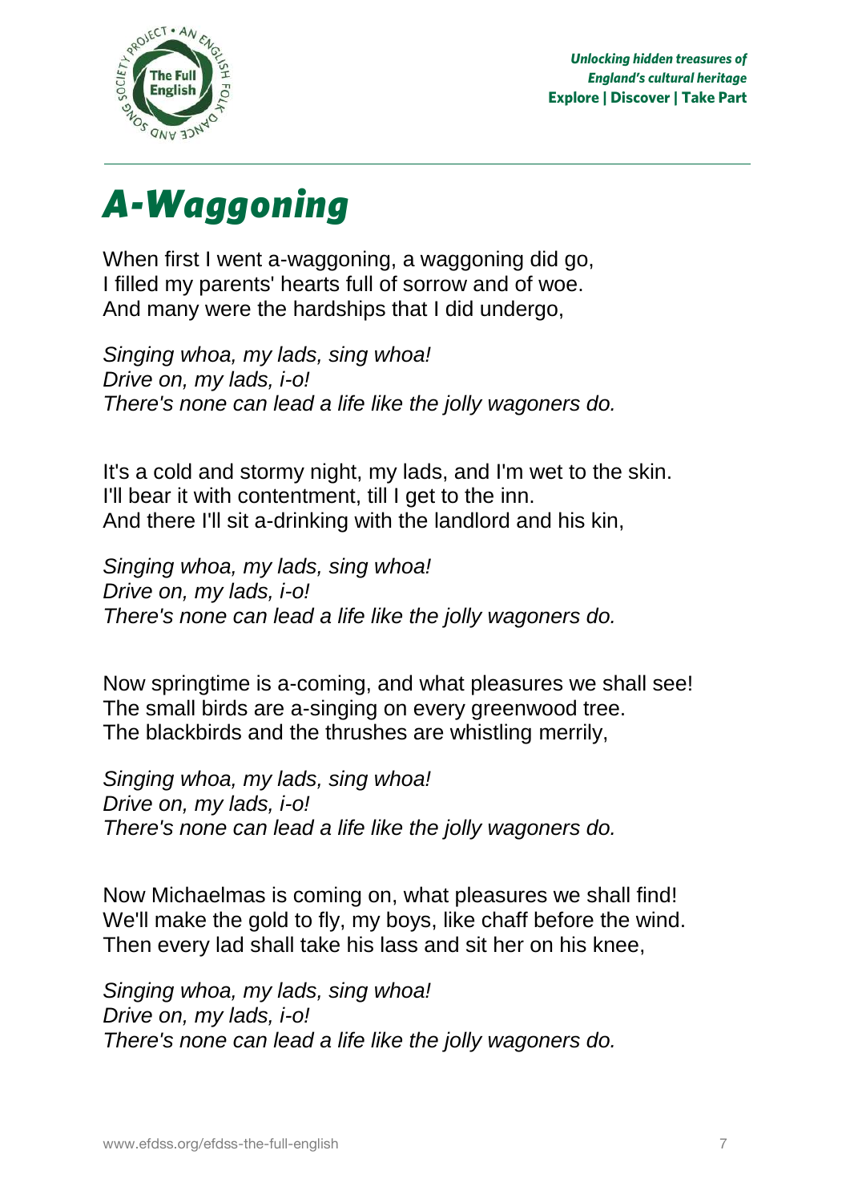# *A-Waggoning*

When first I went a-waggoning, a waggoning did go,
I filled my parents' hearts full of sorrow and of woe.
And many were the hardships that I did undergo,

*Singing whoa, my lads, sing whoa!*
*Drive on, my lads, i-o!*
*There's none can lead a life like the jolly wagoners do.*

It's a cold and stormy night, my lads, and I'm wet to the skin.
I'll bear it with contentment, till I get to the inn.
And there I'll sit a-drinking with the landlord and his kin,

*Singing whoa, my lads, sing whoa!*
*Drive on, my lads, i-o!*
*There's none can lead a life like the jolly wagoners do.*

Now springtime is a-coming, and what pleasures we shall see!
The small birds are a-singing on every greenwood tree.
The blackbirds and the thrushes are whistling merrily,

*Singing whoa, my lads, sing whoa!*
*Drive on, my lads, i-o!*
*There's none can lead a life like the jolly wagoners do.*

Now Michaelmas is coming on, what pleasures we shall find!
We'll make the gold to fly, my boys, like chaff before the wind.
Then every lad shall take his lass and sit her on his knee,

*Singing whoa, my lads, sing whoa!*
*Drive on, my lads, i-o!*
*There's none can lead a life like the jolly wagoners do.*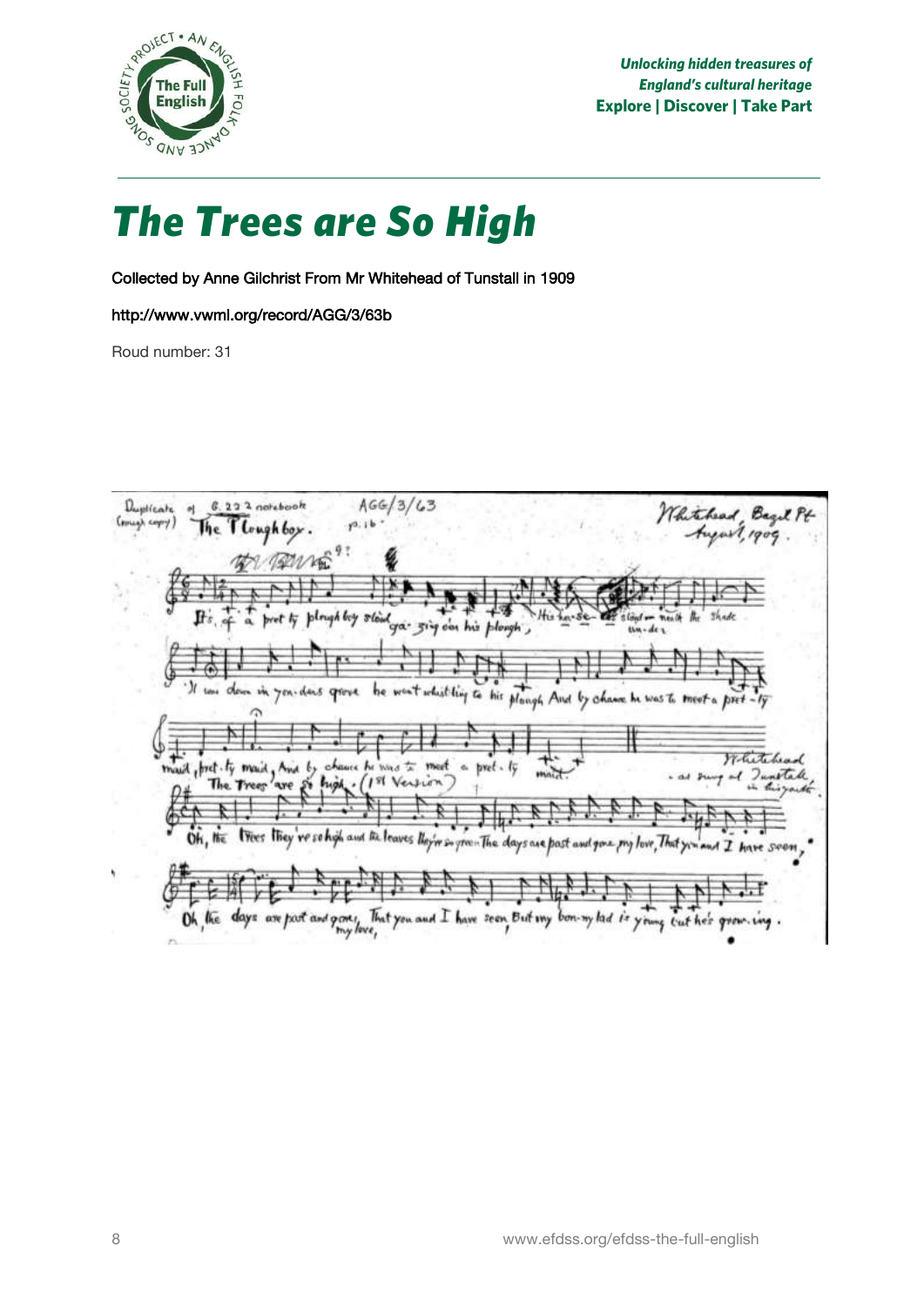# The Trees are So High

Collected by Anne Gilchrist From Mr Whitehead of Tunstall in 1909

http://www.vwml.org/record/AGG/3/63b

Roud number: 31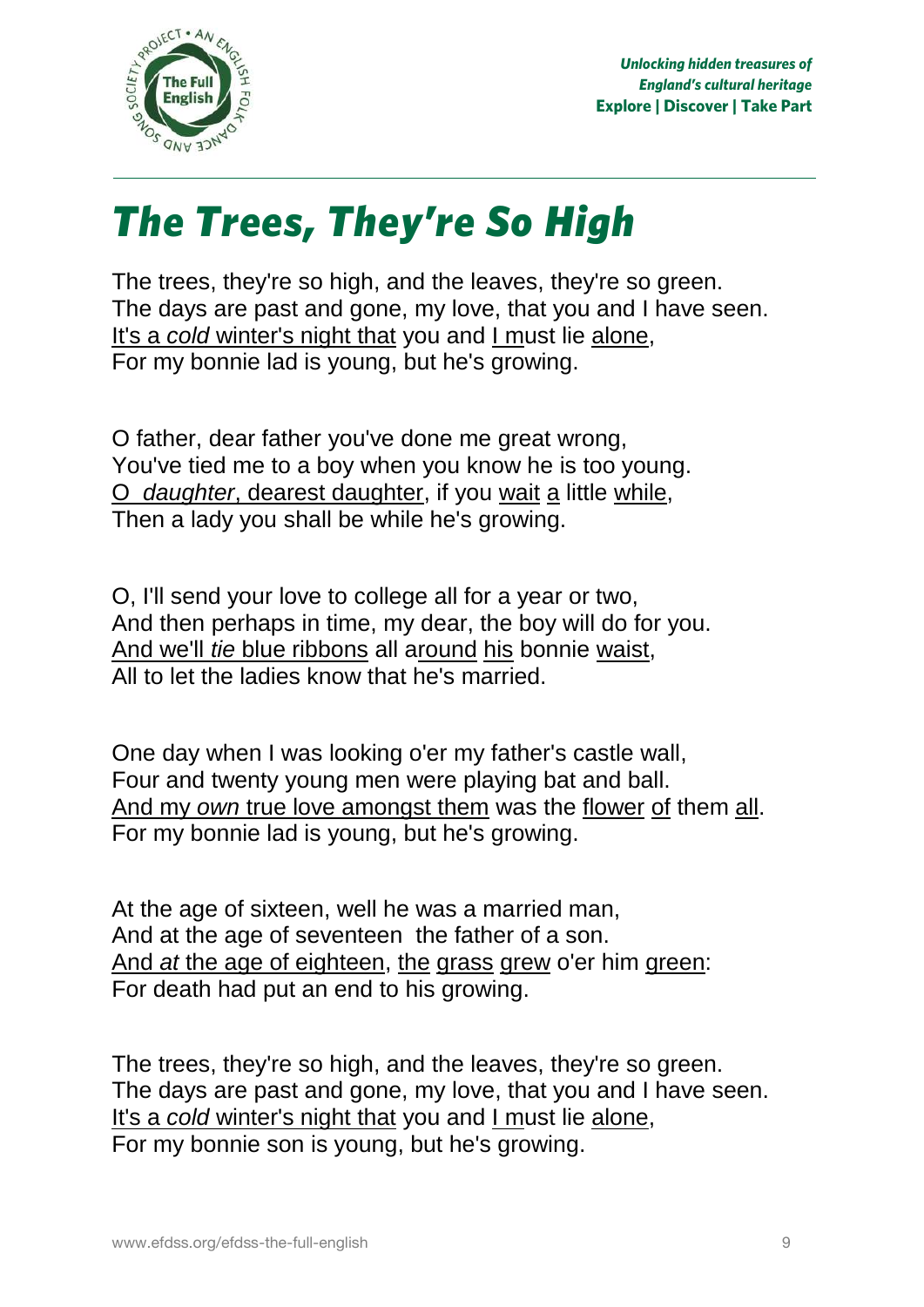# *The Trees, They're So High*

The trees, they're so high, and the leaves, they're so green.
The days are past and gone, my love, that you and I have seen.
<u>It's a *cold* winter's night that</u> you and <u>I m</u>ust lie <u>alone</u>,
For my bonnie lad is young, but he's growing.

O father, dear father you've done me great wrong,
You've tied me to a boy when you know he is too young.
<u>O *daughter*, dearest daughter</u>, if you <u>wait</u> <u>a</u> little <u>while</u>,
Then a lady you shall be while he's growing.

O, I'll send your love to college all for a year or two,
And then perhaps in time, my dear, the boy will do for you.
<u>And we'll *tie* blue ribbons</u> all <u>around</u> <u>his</u> bonnie <u>waist</u>,
All to let the ladies know that he's married.

One day when I was looking o'er my father's castle wall,
Four and twenty young men were playing bat and ball.
<u>And my *own* true love amongst them</u> was the <u>flower</u> <u>of</u> them <u>all</u>.
For my bonnie lad is young, but he's growing.

At the age of sixteen, well he was a married man,
And at the age of seventeen the father of a son.
<u>And *at* the age of eighteen</u>, <u>the</u> <u>grass</u> <u>grew</u> o'er him <u>green</u>:
For death had put an end to his growing.

The trees, they're so high, and the leaves, they're so green.
The days are past and gone, my love, that you and I have seen.
<u>It's a *cold* winter's night that</u> you and <u>I m</u>ust lie <u>alone</u>,
For my bonnie son is young, but he's growing.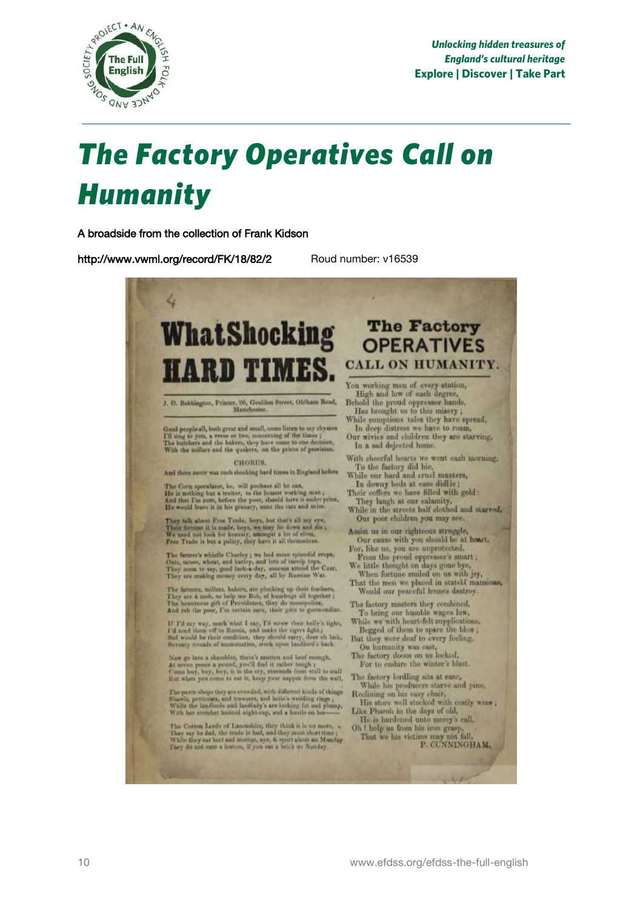# The Factory Operatives Call on Humanity

A broadside from the collection of Frank Kidson

http://www.vwml.org/record/FK/18/82/2 Roud number: v16539

## What Shocking HARD TIMES.

J. O. Bebbington, Printer, 26, Goulden Street, Oldham Road, Manchester.

Good people all, both great and small, come listen to my rhymes
I'll sing to you, a verse or two, concerning of the times ;
The butchers and the bakers, they have come to one decision,
With the millers and the quakers, on the prices of provision.

CHORUS.

And there never was such shocking hard times in England before.

The Corn speculator, he, will purchase all he can,
He is nothing but a traitor, to the honest working man ;
And that I'm sure, before the poor, should have it under price,
He would leave it in his granary, unto the rats and mice.

They talk about Free Trade, boys, but that's all my eye,
Their fortune it is made, boys, we may lie down and die ;
We need not look for honesty, amongst a lot of elves,
Free Trade is but a policy, they have it all themselves.

The farmer's whistle Charley ; we had some splendid crops,
Oats, tatoes, wheat, and barley, and lots of turnip tops,
They seem to say, good lack-a-day, success attend the Czar,
They are making money every day, all by Russian War.

The farmers, millers, bakers, are plucking up their feathers,
They are a mob, so help me Bob, of humbugs all together ;
The bounteous gift of Providence, they do monopolise,
And rob the poor, I'm certain sure, their guts to gormandize.

If I'd my way, mark what I say, I'd screw their belly's tight,
I'd send them off to Russia, and make the tigers fight ;
Sad would be their condition, they should carry, dear oh lack,
Seventy rounds of ammunition, stuck upon landlord's back.

Now go into a shambles, there's mutton and beef enough,
At seven pence a pound, you'll find it rather tough ;
Come buy, buy, buy, is the cry, resounds from stall to stall
But when you come to eat it, keep your napper from the wall.

The pawn-shops they are crowded, with different kinds of things
Shawls, petticoats, and trowsers, and lasses wedding rings ;
While the landlords and landlady's are looking fat and plump,
With her crotchet knitted night-cap, and a bustle on her——

The Cotton Lords of Lancashire, they think it is no more,
They say be dad, the trade is bad, and they must short time ;
While they eat beef and mutton, aye, & sport about on Monday
They do not care a button, if you eat a brick on Sunday.

## The Factory OPERATIVES CALL ON HUMANITY.

You working men of every station,
High and low of each degree,
Behold the proud oppressor hands,
Has brought us to this misery ;
While sumptions tales they have spread,
In deep distress we have to roam,
Our wivies and children they are starving,
In a sad dejected home.

With cheerful hearts we went each morning,
To the factory did hie,
While our hard and cruel masters,
In downy beds at ease didlie ;
Their coffers we have filled with gold
They laugh at our calamity,
While in the streets half clothed and starved,
Our poor children you may see.

Assist us in our righteous struggle,
Our cause with you should be at heart,
For, like us, you are unprotected,
From the proud oppressor's smart ;
We little thought on days gone bye,
When fortune smiled on us with joy,
That the men we placed in stately mansions,
Would our peaceful homes destroy.

The factory masters they combined,
To bring our humble wages low,
While we with heart-felt supplications,
Begged of them to spare the blow ;
But they were deaf to every feeling,
On humanity was cast,
The factory doors on us locked,
For to endure the winter's blast.

The factory lordling sits at ease,
While his producers starve and pine,
Reclining on his easy chair,
His store well stocked with costly wine ;
Like Pharoh in the days of old,
He is hardened unto mercy's call,
Oh ! help us from his iron grasp,
That we his victims may not fall.

P. CUNNINGHAM.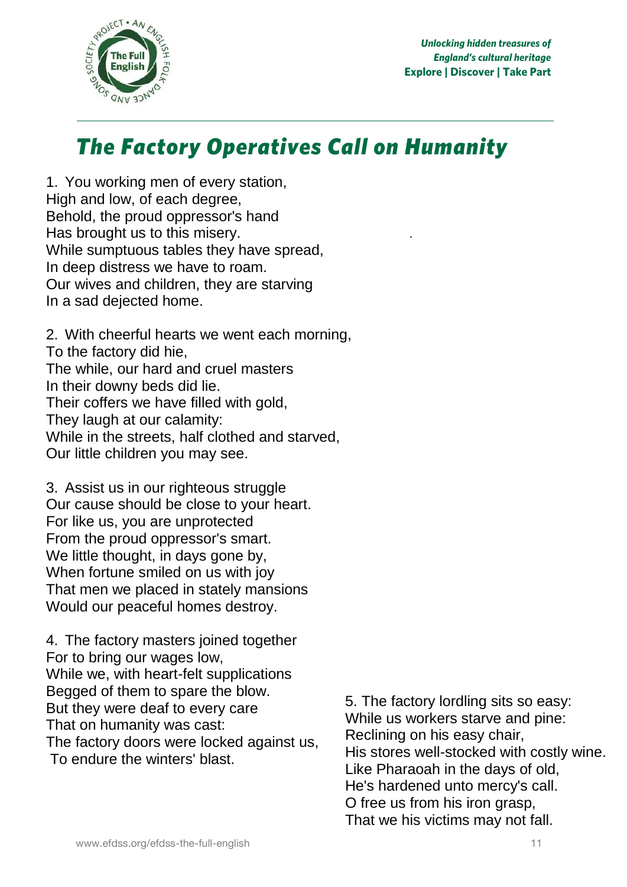# The Factory Operatives Call on Humanity

1. You working men of every station,
High and low, of each degree,
Behold, the proud oppressor's hand
Has brought us to this misery.
While sumptuous tables they have spread,
In deep distress we have to roam.
Our wives and children, they are starving
In a sad dejected home.

2. With cheerful hearts we went each morning,
To the factory did hie,
The while, our hard and cruel masters
In their downy beds did lie.
Their coffers we have filled with gold,
They laugh at our calamity:
While in the streets, half clothed and starved,
Our little children you may see.

3. Assist us in our righteous struggle
Our cause should be close to your heart.
For like us, you are unprotected
From the proud oppressor's smart.
We little thought, in days gone by,
When fortune smiled on us with joy
That men we placed in stately mansions
Would our peaceful homes destroy.

4. The factory masters joined together
For to bring our wages low,
While we, with heart-felt supplications
Begged of them to spare the blow.
But they were deaf to every care
That on humanity was cast:
The factory doors were locked against us,
To endure the winters' blast.

5. The factory lordling sits so easy:
While us workers starve and pine:
Reclining on his easy chair,
His stores well-stocked with costly wine.
Like Pharaoah in the days of old,
He's hardened unto mercy's call.
O free us from his iron grasp,
That we his victims may not fall.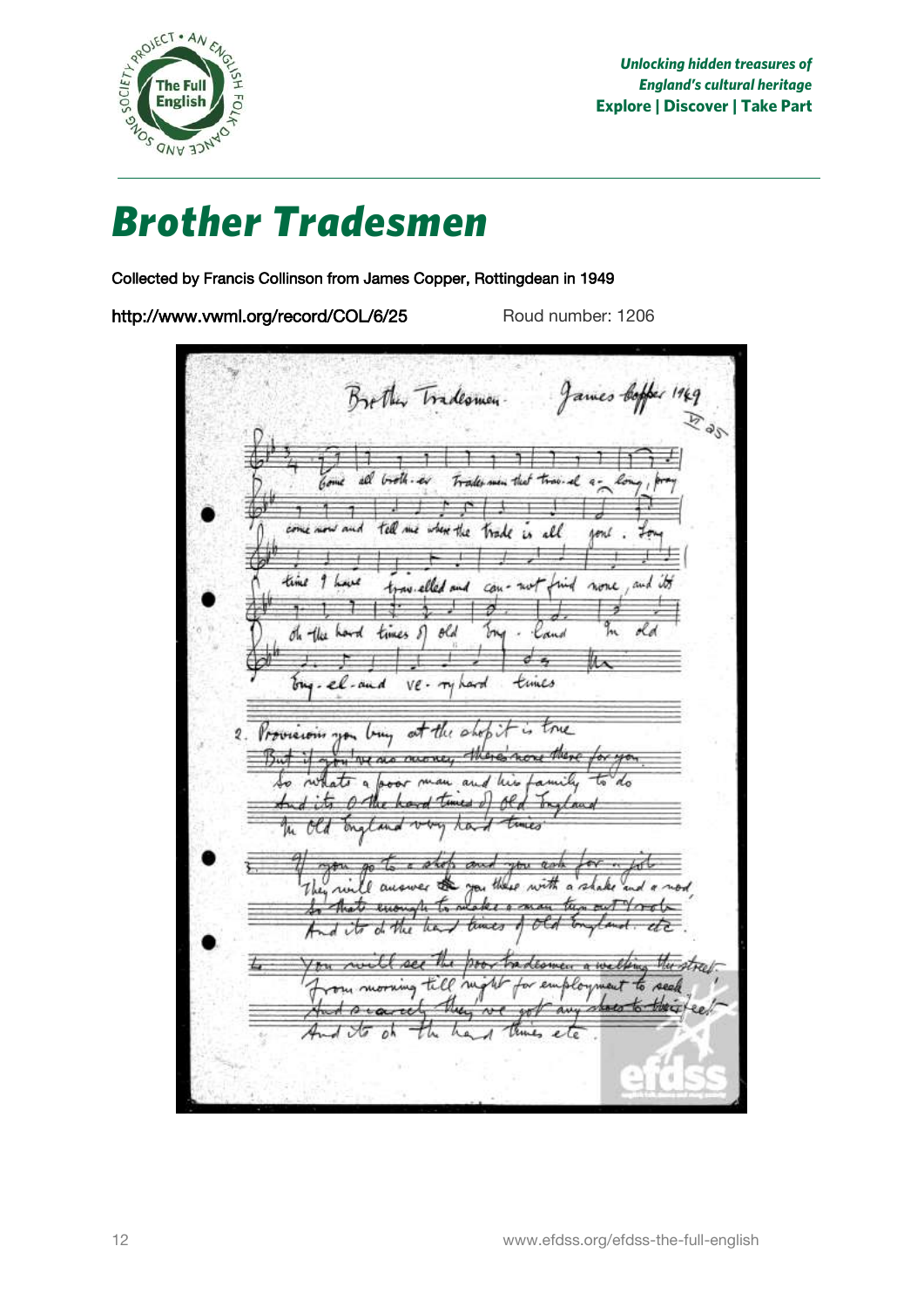# Brother Tradesmen

Collected by Francis Collinson from James Copper, Rottingdean in 1949

http://www.vwml.org/record/COL/6/25 Roud number: 1206

Brother Tradesmen James Copper 1949

VI 25

Come all brother Tradesmen that travel along, pray come now and tell me where the trade is all gone. Long time I have travelled and cannot find none, and it's oh the hard times of old England In old England very hard times

2. Provisions you buy at the shop it is true
But if you've no money there's none there for you
So what's a poor man and his family to do
And it's O the hard times of old England
In old England very hard times

3. If you go to a shop and you ask for a job
They will answer you there with a shake and a nod
So that's enough to make a man turn out to rob
And it's oh the hard times of old England. etc.

4. You will see the poor tradesmen a walking the street
From morning till night for employment to seek
And scarcely they've got any shoes to their feet
And it's oh the hard times etc.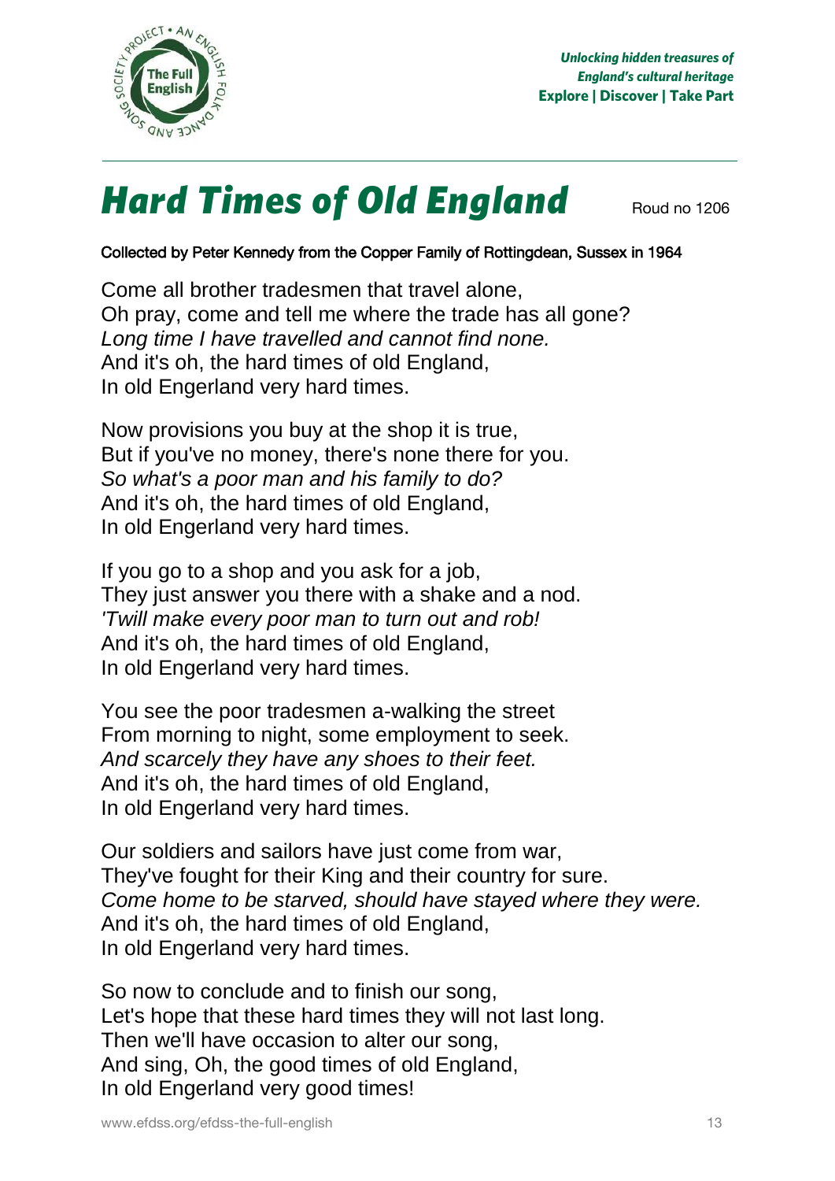# Hard Times of Old England

Roud no 1206

Collected by Peter Kennedy from the Copper Family of Rottingdean, Sussex in 1964

Come all brother tradesmen that travel alone,
Oh pray, come and tell me where the trade has all gone?
*Long time I have travelled and cannot find none.*
And it's oh, the hard times of old England,
In old Engerland very hard times.

Now provisions you buy at the shop it is true,
But if you've no money, there's none there for you.
*So what's a poor man and his family to do?*
And it's oh, the hard times of old England,
In old Engerland very hard times.

If you go to a shop and you ask for a job,
They just answer you there with a shake and a nod.
*'Twill make every poor man to turn out and rob!*
And it's oh, the hard times of old England,
In old Engerland very hard times.

You see the poor tradesmen a-walking the street
From morning to night, some employment to seek.
*And scarcely they have any shoes to their feet.*
And it's oh, the hard times of old England,
In old Engerland very hard times.

Our soldiers and sailors have just come from war,
They've fought for their King and their country for sure.
*Come home to be starved, should have stayed where they were.*
And it's oh, the hard times of old England,
In old Engerland very hard times.

So now to conclude and to finish our song,
Let's hope that these hard times they will not last long.
Then we'll have occasion to alter our song,
And sing, Oh, the good times of old England,
In old Engerland very good times!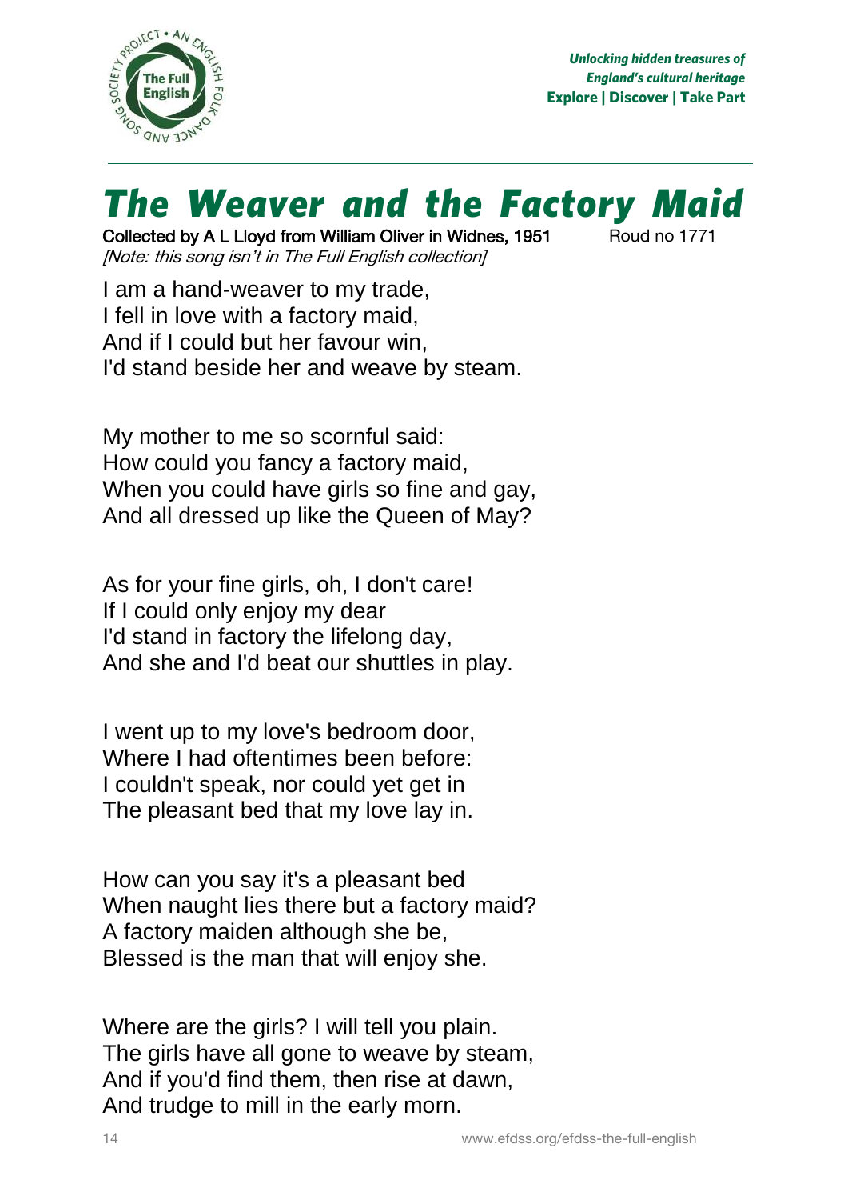# The Weaver and the Factory Maid

Collected by A L Lloyd from William Oliver in Widnes, 1951 Roud no 1771

*[Note: this song isn't in The Full English collection]*

I am a hand-weaver to my trade,
I fell in love with a factory maid,
And if I could but her favour win,
I'd stand beside her and weave by steam.

My mother to me so scornful said:
How could you fancy a factory maid,
When you could have girls so fine and gay,
And all dressed up like the Queen of May?

As for your fine girls, oh, I don't care!
If I could only enjoy my dear
I'd stand in factory the lifelong day,
And she and I'd beat our shuttles in play.

I went up to my love's bedroom door,
Where I had oftentimes been before:
I couldn't speak, nor could yet get in
The pleasant bed that my love lay in.

How can you say it's a pleasant bed
When naught lies there but a factory maid?
A factory maiden although she be,
Blessed is the man that will enjoy she.

Where are the girls? I will tell you plain.
The girls have all gone to weave by steam,
And if you'd find them, then rise at dawn,
And trudge to mill in the early morn.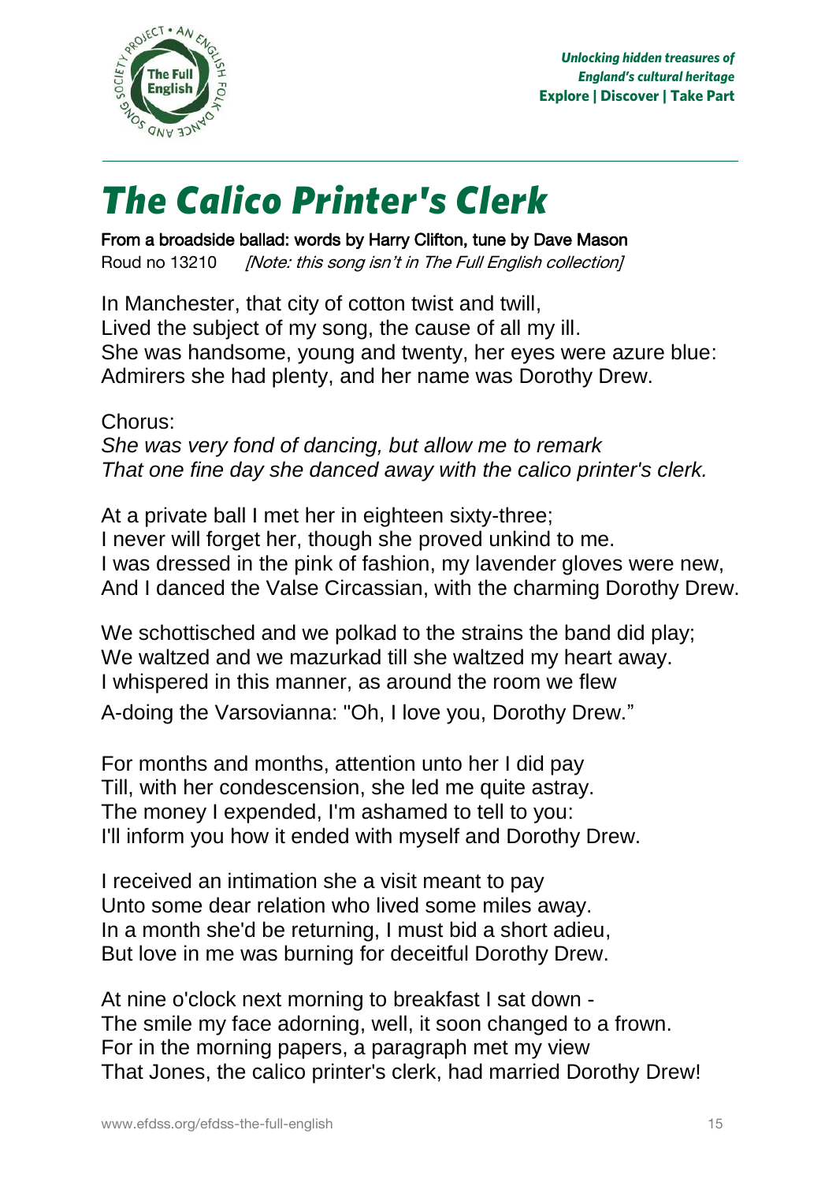# The Calico Printer's Clerk

From a broadside ballad: words by Harry Clifton, tune by Dave Mason
Roud no 13210 *[Note: this song isn't in The Full English collection]*

In Manchester, that city of cotton twist and twill,
Lived the subject of my song, the cause of all my ill.
She was handsome, young and twenty, her eyes were azure blue:
Admirers she had plenty, and her name was Dorothy Drew.

Chorus:
*She was very fond of dancing, but allow me to remark*
*That one fine day she danced away with the calico printer's clerk.*

At a private ball I met her in eighteen sixty-three;
I never will forget her, though she proved unkind to me.
I was dressed in the pink of fashion, my lavender gloves were new,
And I danced the Valse Circassian, with the charming Dorothy Drew.

We schottisched and we polkad to the strains the band did play;
We waltzed and we mazurkad till she waltzed my heart away.
I whispered in this manner, as around the room we flew
A-doing the Varsovianna: "Oh, I love you, Dorothy Drew."

For months and months, attention unto her I did pay
Till, with her condescension, she led me quite astray.
The money I expended, I'm ashamed to tell to you:
I'll inform you how it ended with myself and Dorothy Drew.

I received an intimation she a visit meant to pay
Unto some dear relation who lived some miles away.
In a month she'd be returning, I must bid a short adieu,
But love in me was burning for deceitful Dorothy Drew.

At nine o'clock next morning to breakfast I sat down -
The smile my face adorning, well, it soon changed to a frown.
For in the morning papers, a paragraph met my view
That Jones, the calico printer's clerk, had married Dorothy Drew!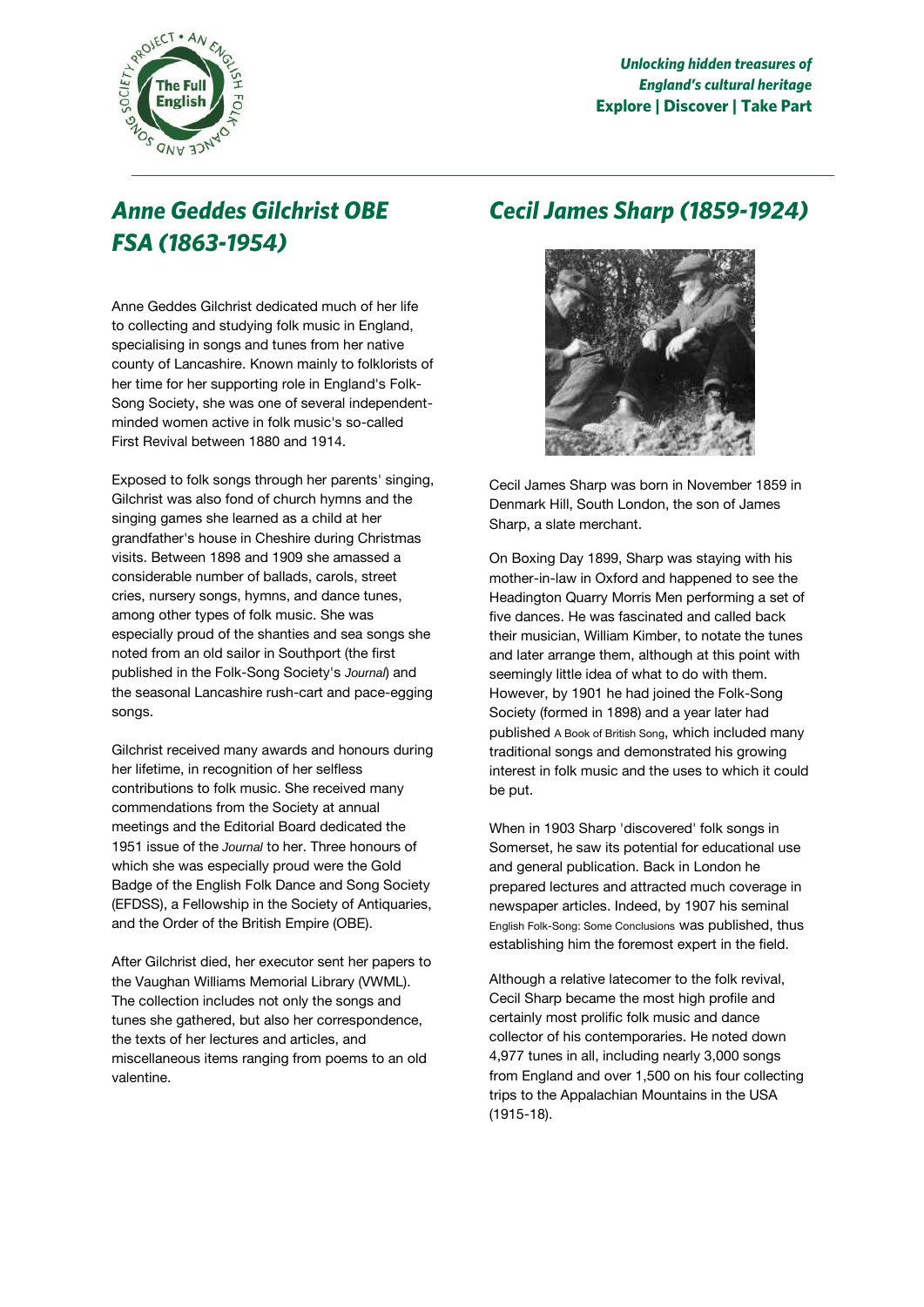## Anne Geddes Gilchrist OBE FSA (1863-1954)

Anne Geddes Gilchrist dedicated much of her life to collecting and studying folk music in England, specialising in songs and tunes from her native county of Lancashire. Known mainly to folklorists of her time for her supporting role in England's Folk-Song Society, she was one of several independent-minded women active in folk music's so-called First Revival between 1880 and 1914.

Exposed to folk songs through her parents' singing, Gilchrist was also fond of church hymns and the singing games she learned as a child at her grandfather's house in Cheshire during Christmas visits. Between 1898 and 1909 she amassed a considerable number of ballads, carols, street cries, nursery songs, hymns, and dance tunes, among other types of folk music. She was especially proud of the shanties and sea songs she noted from an old sailor in Southport (the first published in the Folk-Song Society's *Journal*) and the seasonal Lancashire rush-cart and pace-egging songs.

Gilchrist received many awards and honours during her lifetime, in recognition of her selfless contributions to folk music. She received many commendations from the Society at annual meetings and the Editorial Board dedicated the 1951 issue of the *Journal* to her. Three honours of which she was especially proud were the Gold Badge of the English Folk Dance and Song Society (EFDSS), a Fellowship in the Society of Antiquaries, and the Order of the British Empire (OBE).

After Gilchrist died, her executor sent her papers to the Vaughan Williams Memorial Library (VWML). The collection includes not only the songs and tunes she gathered, but also her correspondence, the texts of her lectures and articles, and miscellaneous items ranging from poems to an old valentine.

## Cecil James Sharp (1859-1924)

Cecil James Sharp was born in November 1859 in Denmark Hill, South London, the son of James Sharp, a slate merchant.

On Boxing Day 1899, Sharp was staying with his mother-in-law in Oxford and happened to see the Headington Quarry Morris Men performing a set of five dances. He was fascinated and called back their musician, William Kimber, to notate the tunes and later arrange them, although at this point with seemingly little idea of what to do with them. However, by 1901 he had joined the Folk-Song Society (formed in 1898) and a year later had published A Book of British Song, which included many traditional songs and demonstrated his growing interest in folk music and the uses to which it could be put.

When in 1903 Sharp 'discovered' folk songs in Somerset, he saw its potential for educational use and general publication. Back in London he prepared lectures and attracted much coverage in newspaper articles. Indeed, by 1907 his seminal English Folk-Song: Some Conclusions was published, thus establishing him the foremost expert in the field.

Although a relative latecomer to the folk revival, Cecil Sharp became the most high profile and certainly most prolific folk music and dance collector of his contemporaries. He noted down 4,977 tunes in all, including nearly 3,000 songs from England and over 1,500 on his four collecting trips to the Appalachian Mountains in the USA (1915-18).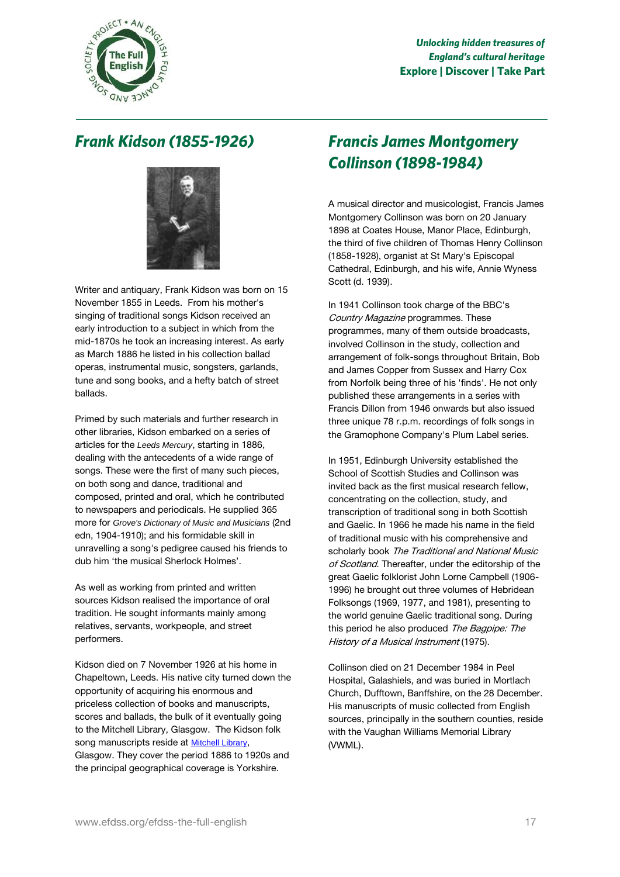## Frank Kidson (1855-1926)

Writer and antiquary, Frank Kidson was born on 15 November 1855 in Leeds. From his mother's singing of traditional songs Kidson received an early introduction to a subject in which from the mid-1870s he took an increasing interest. As early as March 1886 he listed in his collection ballad operas, instrumental music, songsters, garlands, tune and song books, and a hefty batch of street ballads.

Primed by such materials and further research in other libraries, Kidson embarked on a series of articles for the *Leeds Mercury*, starting in 1886, dealing with the antecedents of a wide range of songs. These were the first of many such pieces, on both song and dance, traditional and composed, printed and oral, which he contributed to newspapers and periodicals. He supplied 365 more for *Grove's Dictionary of Music and Musicians* (2nd edn, 1904-1910); and his formidable skill in unravelling a song's pedigree caused his friends to dub him 'the musical Sherlock Holmes'.

As well as working from printed and written sources Kidson realised the importance of oral tradition. He sought informants mainly among relatives, servants, workpeople, and street performers.

Kidson died on 7 November 1926 at his home in Chapeltown, Leeds. His native city turned down the opportunity of acquiring his enormous and priceless collection of books and manuscripts, scores and ballads, the bulk of it eventually going to the Mitchell Library, Glasgow. The Kidson folk song manuscripts reside at Mitchell Library, Glasgow. They cover the period 1886 to 1920s and the principal geographical coverage is Yorkshire.

## Francis James Montgomery Collinson (1898-1984)

A musical director and musicologist, Francis James Montgomery Collinson was born on 20 January 1898 at Coates House, Manor Place, Edinburgh, the third of five children of Thomas Henry Collinson (1858-1928), organist at St Mary's Episcopal Cathedral, Edinburgh, and his wife, Annie Wyness Scott (d. 1939).

In 1941 Collinson took charge of the BBC's *Country Magazine* programmes. These programmes, many of them outside broadcasts, involved Collinson in the study, collection and arrangement of folk-songs throughout Britain, Bob and James Copper from Sussex and Harry Cox from Norfolk being three of his 'finds'. He not only published these arrangements in a series with Francis Dillon from 1946 onwards but also issued three unique 78 r.p.m. recordings of folk songs in the Gramophone Company's Plum Label series.

In 1951, Edinburgh University established the School of Scottish Studies and Collinson was invited back as the first musical research fellow, concentrating on the collection, study, and transcription of traditional song in both Scottish and Gaelic. In 1966 he made his name in the field of traditional music with his comprehensive and scholarly book *The Traditional and National Music of Scotland*. Thereafter, under the editorship of the great Gaelic folklorist John Lorne Campbell (1906-1996) he brought out three volumes of Hebridean Folksongs (1969, 1977, and 1981), presenting to the world genuine Gaelic traditional song. During this period he also produced *The Bagpipe: The History of a Musical Instrument* (1975).

Collinson died on 21 December 1984 in Peel Hospital, Galashiels, and was buried in Mortlach Church, Dufftown, Banffshire, on the 28 December. His manuscripts of music collected from English sources, principally in the southern counties, reside with the Vaughan Williams Memorial Library (VWML).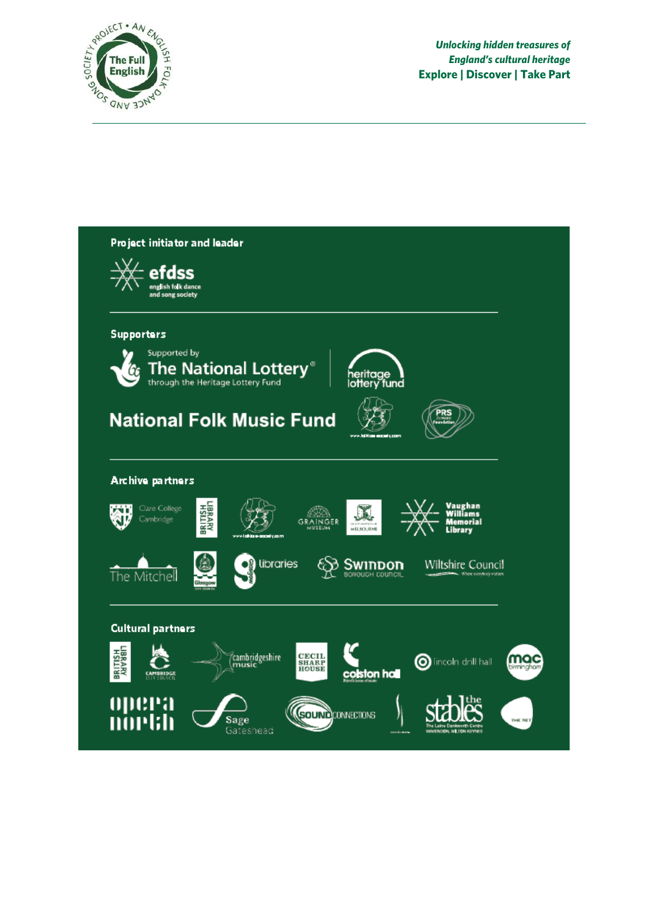*Unlocking hidden treasures of England's cultural heritage*

**Explore | Discover | Take Part**

**Project initiator and leader**

efds
english folk dance and song society

**Supporters**

Supported by The National Lottery® through the Heritage Lottery Fund

heritage lottery fund

National Folk Music Fund

www.folklore-society.com

PRS for Music Foundation

**Archive partners**

Clare College Cambridge

British Library

www.folklore-society.com

Grainger Museum

The University of Melbourne

Vaughan Williams Memorial Library

The Mitchell

Glasgow City Council

Glasgow libraries

Swindon Borough Council

Wiltshire Council

**Cultural partners**

British Library

Cambridge City Council

cambridgeshire music

Cecil Sharp House

colston hall

lincoln drill hall

mac birmingham

opera north

Sage Gateshead

Sound Connections

The Stables — The Laine Dankworth Centre, Wavendon, Milton Keynes

The Met